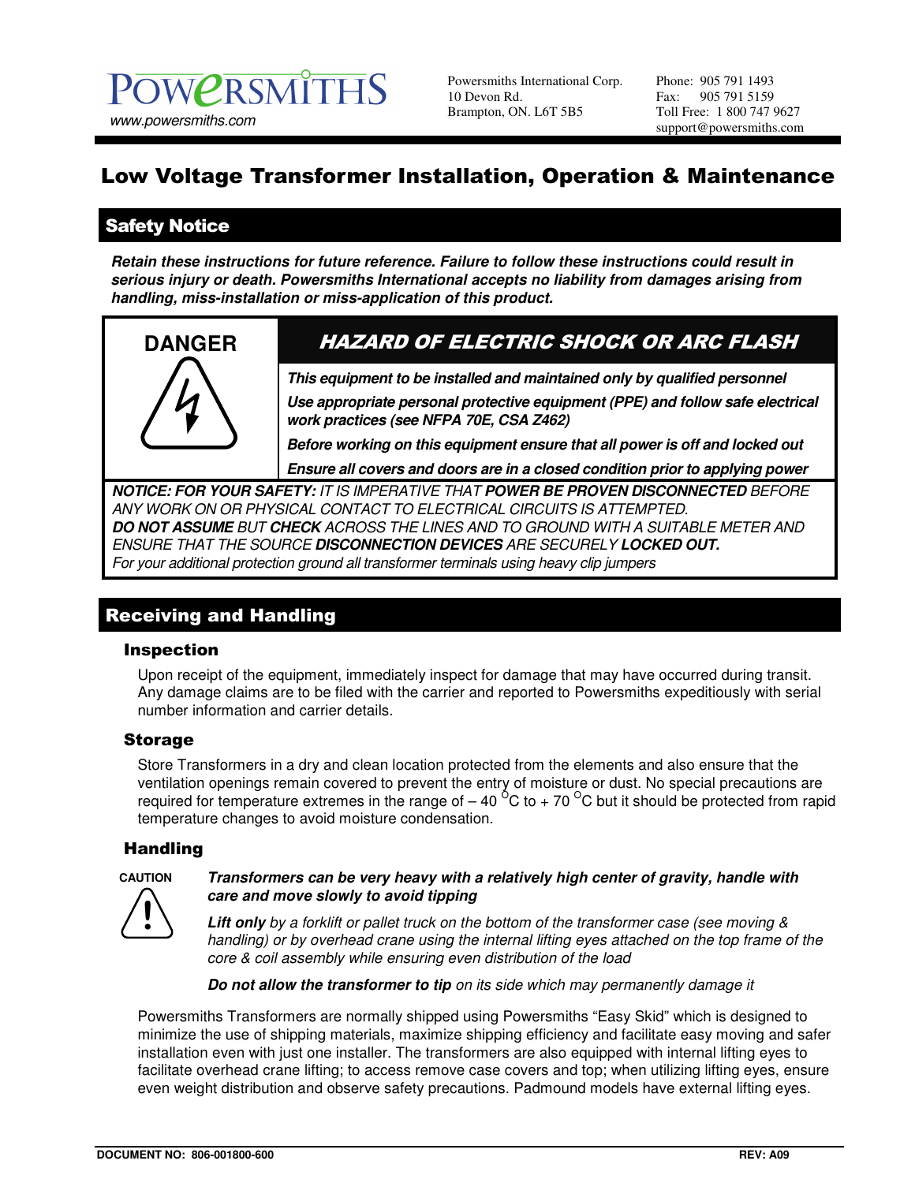**POWERSMITHS**
www.powersmiths.com

Powersmiths International Corp.
10 Devon Rd.
Brampton, ON. L6T 5B5

Phone: 905 791 1493
Fax: 905 791 5159
Toll Free: 1 800 747 9627
support@powersmiths.com

# Low Voltage Transformer Installation, Operation & Maintenance

## Safety Notice

***Retain these instructions for future reference. Failure to follow these instructions could result in serious injury or death. Powersmiths International accepts no liability from damages arising from handling, miss-installation or miss-application of this product.***

**DANGER**

***HAZARD OF ELECTRIC SHOCK OR ARC FLASH***

***This equipment to be installed and maintained only by qualified personnel***

***Use appropriate personal protective equipment (PPE) and follow safe electrical work practices (see NFPA 70E, CSA Z462)***

***Before working on this equipment ensure that all power is off and locked out***

***Ensure all covers and doors are in a closed condition prior to applying power***

***NOTICE: FOR YOUR SAFETY:*** *IT IS IMPERATIVE THAT* ***POWER BE PROVEN DISCONNECTED*** *BEFORE ANY WORK ON OR PHYSICAL CONTACT TO ELECTRICAL CIRCUITS IS ATTEMPTED.*
***DO NOT ASSUME*** *BUT* ***CHECK*** *ACROSS THE LINES AND TO GROUND WITH A SUITABLE METER AND ENSURE THAT THE SOURCE* ***DISCONNECTION DEVICES*** *ARE SECURELY* ***LOCKED OUT.***
*For your additional protection ground all transformer terminals using heavy clip jumpers*

## Receiving and Handling

### Inspection

Upon receipt of the equipment, immediately inspect for damage that may have occurred during transit. Any damage claims are to be filed with the carrier and reported to Powersmiths expeditiously with serial number information and carrier details.

### Storage

Store Transformers in a dry and clean location protected from the elements and also ensure that the ventilation openings remain covered to prevent the entry of moisture or dust. No special precautions are required for temperature extremes in the range of – 40 $^{O}$C to + 70 $^{O}$C but it should be protected from rapid temperature changes to avoid moisture condensation.

### Handling

**CAUTION**

***Transformers can be very heavy with a relatively high center of gravity, handle with care and move slowly to avoid tipping***

***Lift only*** *by a forklift or pallet truck on the bottom of the transformer case (see moving & handling) or by overhead crane using the internal lifting eyes attached on the top frame of the core & coil assembly while ensuring even distribution of the load*

***Do not allow the transformer to tip*** *on its side which may permanently damage it*

Powersmiths Transformers are normally shipped using Powersmiths "Easy Skid" which is designed to minimize the use of shipping materials, maximize shipping efficiency and facilitate easy moving and safer installation even with just one installer. The transformers are also equipped with internal lifting eyes to facilitate overhead crane lifting; to access remove case covers and top; when utilizing lifting eyes, ensure even weight distribution and observe safety precautions. Padmound models have external lifting eyes.

**DOCUMENT NO: 806-001800-600** **REV: A09**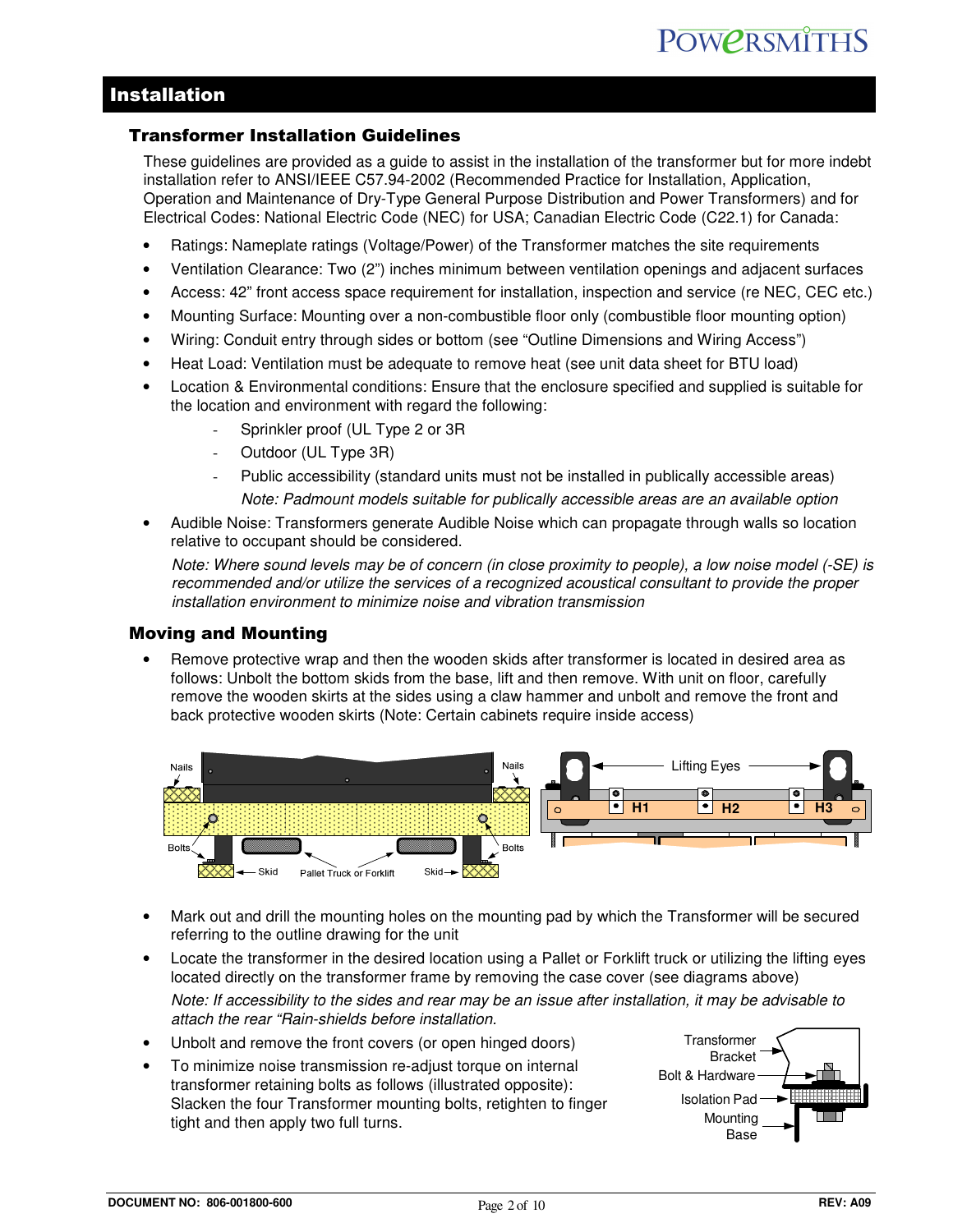# Installation

## Transformer Installation Guidelines

These guidelines are provided as a guide to assist in the installation of the transformer but for more indebt installation refer to ANSI/IEEE C57.94-2002 (Recommended Practice for Installation, Application, Operation and Maintenance of Dry-Type General Purpose Distribution and Power Transformers) and for Electrical Codes: National Electric Code (NEC) for USA; Canadian Electric Code (C22.1) for Canada:

- Ratings: Nameplate ratings (Voltage/Power) of the Transformer matches the site requirements
- Ventilation Clearance: Two (2") inches minimum between ventilation openings and adjacent surfaces
- Access: 42" front access space requirement for installation, inspection and service (re NEC, CEC etc.)
- Mounting Surface: Mounting over a non-combustible floor only (combustible floor mounting option)
- Wiring: Conduit entry through sides or bottom (see "Outline Dimensions and Wiring Access")
- Heat Load: Ventilation must be adequate to remove heat (see unit data sheet for BTU load)
- Location & Environmental conditions: Ensure that the enclosure specified and supplied is suitable for the location and environment with regard the following:
  - Sprinkler proof (UL Type 2 or 3R
  - Outdoor (UL Type 3R)
  - Public accessibility (standard units must not be installed in publically accessible areas)

    *Note: Padmount models suitable for publically accessible areas are an available option*
- Audible Noise: Transformers generate Audible Noise which can propagate through walls so location relative to occupant should be considered.

  *Note: Where sound levels may be of concern (in close proximity to people), a low noise model (-SE) is recommended and/or utilize the services of a recognized acoustical consultant to provide the proper installation environment to minimize noise and vibration transmission*

## Moving and Mounting

- Remove protective wrap and then the wooden skids after transformer is located in desired area as follows: Unbolt the bottom skids from the base, lift and then remove. With unit on floor, carefully remove the wooden skirts at the sides using a claw hammer and unbolt and remove the front and back protective wooden skirts (Note: Certain cabinets require inside access)

Nails | Nails | Bolts | Bolts | Skid | Pallet Truck or Forklift | Skid | Lifting Eyes | H1 | H2 | H3

- Mark out and drill the mounting holes on the mounting pad by which the Transformer will be secured referring to the outline drawing for the unit
- Locate the transformer in the desired location using a Pallet or Forklift truck or utilizing the lifting eyes located directly on the transformer frame by removing the case cover (see diagrams above)

  *Note: If accessibility to the sides and rear may be an issue after installation, it may be advisable to attach the rear "Rain-shields before installation.*
- Unbolt and remove the front covers (or open hinged doors)
- To minimize noise transmission re-adjust torque on internal transformer retaining bolts as follows (illustrated opposite): Slacken the four Transformer mounting bolts, retighten to finger tight and then apply two full turns.

Transformer Bracket | Bolt & Hardware | Isolation Pad | Mounting Base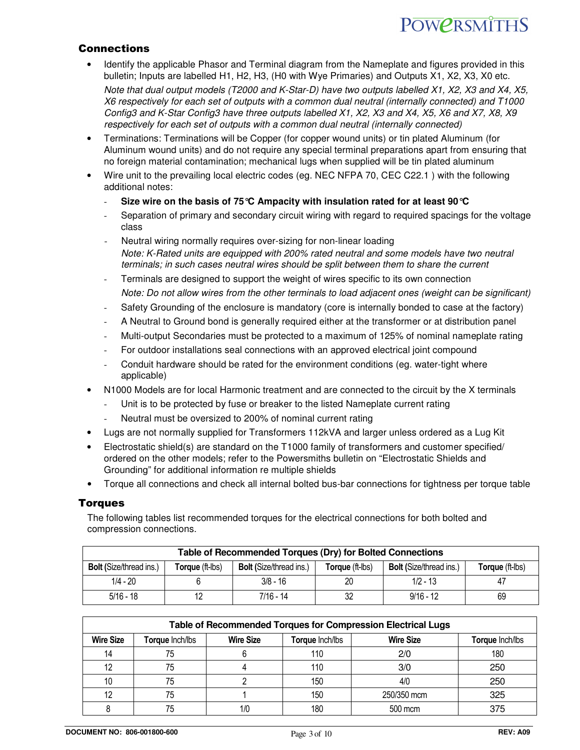## Connections

- Identify the applicable Phasor and Terminal diagram from the Nameplate and figures provided in this bulletin; Inputs are labelled H1, H2, H3, (H0 with Wye Primaries) and Outputs X1, X2, X3, X0 etc.
  *Note that dual output models (T2000 and K-Star-D) have two outputs labelled X1, X2, X3 and X4, X5, X6 respectively for each set of outputs with a common dual neutral (internally connected) and T1000 Config3 and K-Star Config3 have three outputs labelled X1, X2, X3 and X4, X5, X6 and X7, X8, X9 respectively for each set of outputs with a common dual neutral (internally connected)*
- Terminations: Terminations will be Copper (for copper wound units) or tin plated Aluminum (for Aluminum wound units) and do not require any special terminal preparations apart from ensuring that no foreign material contamination; mechanical lugs when supplied will be tin plated aluminum
- Wire unit to the prevailing local electric codes (eg. NEC NFPA 70, CEC C22.1 ) with the following additional notes:
  - **Size wire on the basis of 75°C Ampacity with insulation rated for at least 90°C**
  - Separation of primary and secondary circuit wiring with regard to required spacings for the voltage class
  - Neutral wiring normally requires over-sizing for non-linear loading
    *Note: K-Rated units are equipped with 200% rated neutral and some models have two neutral terminals; in such cases neutral wires should be split between them to share the current*
  - Terminals are designed to support the weight of wires specific to its own connection
    *Note: Do not allow wires from the other terminals to load adjacent ones (weight can be significant)*
  - Safety Grounding of the enclosure is mandatory (core is internally bonded to case at the factory)
  - A Neutral to Ground bond is generally required either at the transformer or at distribution panel
  - Multi-output Secondaries must be protected to a maximum of 125% of nominal nameplate rating
  - For outdoor installations seal connections with an approved electrical joint compound
  - Conduit hardware should be rated for the environment conditions (eg. water-tight where applicable)
- N1000 Models are for local Harmonic treatment and are connected to the circuit by the X terminals
  - Unit is to be protected by fuse or breaker to the listed Nameplate current rating
  - Neutral must be oversized to 200% of nominal current rating
- Lugs are not normally supplied for Transformers 112kVA and larger unless ordered as a Lug Kit
- Electrostatic shield(s) are standard on the T1000 family of transformers and customer specified/ ordered on the other models; refer to the Powersmiths bulletin on "Electrostatic Shields and Grounding" for additional information re multiple shields
- Torque all connections and check all internal bolted bus-bar connections for tightness per torque table

## Torques

The following tables list recommended torques for the electrical connections for both bolted and compression connections.

| Table of Recommended Torques (Dry) for Bolted Connections | | | | | |
|---|---|---|---|---|---|
| **Bolt** (Size/thread ins.) | **Torque** (ft-lbs) | **Bolt** (Size/thread ins.) | **Torque** (ft-lbs) | **Bolt** (Size/thread ins.) | **Torque** (ft-lbs) |
| 1/4 - 20 | 6 | 3/8 - 16 | 20 | 1/2 - 13 | 47 |
| 5/16 - 18 | 12 | 7/16 - 14 | 32 | 9/16 - 12 | 69 |

| Table of Recommended Torques for Compression Electrical Lugs | | | | | |
|---|---|---|---|---|---|
| **Wire Size** | **Torque** Inch/lbs | **Wire Size** | **Torque** Inch/lbs | **Wire Size** | **Torque** Inch/lbs |
| 14 | 75 | 6 | 110 | 2/0 | 180 |
| 12 | 75 | 4 | 110 | 3/0 | 250 |
| 10 | 75 | 2 | 150 | 4/0 | 250 |
| 12 | 75 | 1 | 150 | 250/350 mcm | 325 |
| 8 | 75 | 1/0 | 180 | 500 mcm | 375 |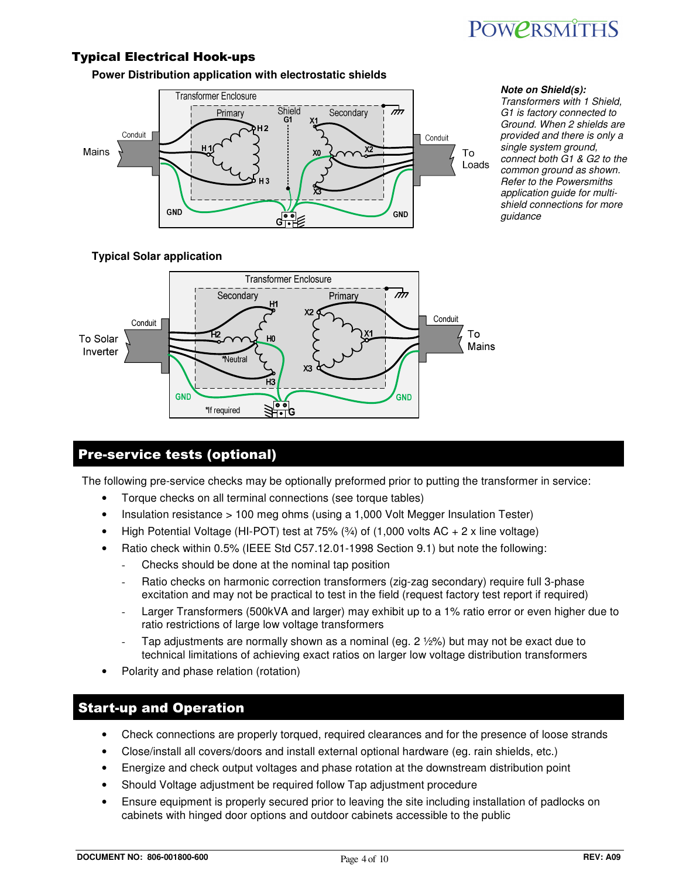## Typical Electrical Hook-ups

### Power Distribution application with electrostatic shields

Transformer Enclosure

Primary — Shield G1 — Secondary

Mains — Conduit — H1, H2, H3 — X0, X1, X2, X3 — Conduit — To Loads

GND — G — GND

***Note on Shield(s):***
*Transformers with 1 Shield, G1 is factory connected to Ground. When 2 shields are provided and there is only a single system ground, connect both G1 & G2 to the common ground as shown. Refer to the Powersmiths application guide for multi-shield connections for more guidance*

### Typical Solar application

Transformer Enclosure

Secondary — Primary

To Solar Inverter — Conduit — H1, H2, H0, H3, *Neutral — X1, X2, X3 — Conduit — To Mains

GND — *If required — G — GND

## Pre-service tests (optional)

The following pre-service checks may be optionally preformed prior to putting the transformer in service:

- Torque checks on all terminal connections (see torque tables)
- Insulation resistance > 100 meg ohms (using a 1,000 Volt Megger Insulation Tester)
- High Potential Voltage (HI-POT) test at 75% (¾) of (1,000 volts AC + 2 x line voltage)
- Ratio check within 0.5% (IEEE Std C57.12.01-1998 Section 9.1) but note the following:
  - Checks should be done at the nominal tap position
  - Ratio checks on harmonic correction transformers (zig-zag secondary) require full 3-phase excitation and may not be practical to test in the field (request factory test report if required)
  - Larger Transformers (500kVA and larger) may exhibit up to a 1% ratio error or even higher due to ratio restrictions of large low voltage transformers
  - Tap adjustments are normally shown as a nominal (eg. 2 ½%) but may not be exact due to technical limitations of achieving exact ratios on larger low voltage distribution transformers
- Polarity and phase relation (rotation)

## Start-up and Operation

- Check connections are properly torqued, required clearances and for the presence of loose strands
- Close/install all covers/doors and install external optional hardware (eg. rain shields, etc.)
- Energize and check output voltages and phase rotation at the downstream distribution point
- Should Voltage adjustment be required follow Tap adjustment procedure
- Ensure equipment is properly secured prior to leaving the site including installation of padlocks on cabinets with hinged door options and outdoor cabinets accessible to the public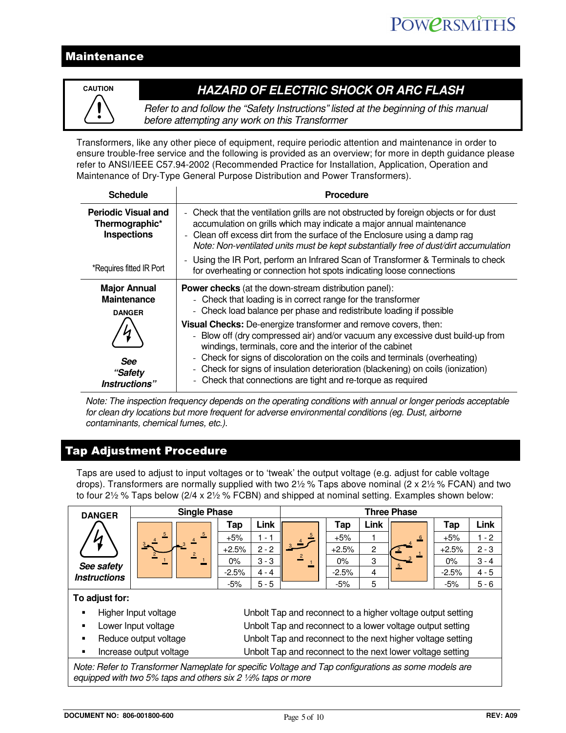## Maintenance

**CAUTION**

### HAZARD OF ELECTRIC SHOCK OR ARC FLASH

*Refer to and follow the "Safety Instructions" listed at the beginning of this manual before attempting any work on this Transformer*

Transformers, like any other piece of equipment, require periodic attention and maintenance in order to ensure trouble-free service and the following is provided as an overview; for more in depth guidance please refer to ANSI/IEEE C57.94-2002 (Recommended Practice for Installation, Application, Operation and Maintenance of Dry-Type General Purpose Distribution and Power Transformers).

| Schedule | Procedure |
|---|---|
| **Periodic Visual and Thermographic* Inspections** | - Check that the ventilation grills are not obstructed by foreign objects or for dust accumulation on grills which may indicate a major annual maintenance<br>- Clean off excess dirt from the surface of the Enclosure using a damp rag<br>*Note: Non-ventilated units must be kept substantially free of dust/dirt accumulation* |
| *Requires fitted IR Port | - Using the IR Port, perform an Infrared Scan of Transformer & Terminals to check for overheating or connection hot spots indicating loose connections |
| **Major Annual Maintenance**<br>**DANGER**<br>***See "Safety Instructions"*** | **Power checks** (at the down-stream distribution panel):<br>- Check that loading is in correct range for the transformer<br>- Check load balance per phase and redistribute loading if possible<br>**Visual Checks:** De-energize transformer and remove covers, then:<br>- Blow off (dry compressed air) and/or vacuum any excessive dust build-up from windings, terminals, core and the interior of the cabinet<br>- Check for signs of discoloration on the coils and terminals (overheating)<br>- Check for signs of insulation deterioration (blackening) on coils (ionization)<br>- Check that connections are tight and re-torque as required |

*Note: The inspection frequency depends on the operating conditions with annual or longer periods acceptable for clean dry locations but more frequent for adverse environmental conditions (eg. Dust, airborne contaminants, chemical fumes, etc.).*

## Tap Adjustment Procedure

Taps are used to adjust to input voltages or to 'tweak' the output voltage (e.g. adjust for cable voltage drops). Transformers are normally supplied with two 2½ % Taps above nominal (2 x 2½ % FCAN) and two to four 2½ % Taps below (2/4 x 2½ % FCBN) and shipped at nominal setting. Examples shown below:

**DANGER** — *See safety Instructions*

| Single Phase Tap | Single Phase Link | Three Phase Tap | Three Phase Link | Three Phase Tap | Three Phase Link |
|---|---|---|---|---|---|
| +5% | 1 - 1 | +5% | 1 | +5% | 1 - 2 |
| +2.5% | 2 - 2 | +2.5% | 2 | +2.5% | 2 - 3 |
| 0% | 3 - 3 | 0% | 3 | 0% | 3 - 4 |
| -2.5% | 4 - 4 | -2.5% | 4 | -2.5% | 4 - 5 |
| -5% | 5 - 5 | -5% | 5 | -5% | 5 - 6 |

**To adjust for:**

- Higher Input voltage — Unbolt Tap and reconnect to a higher voltage output setting
- Lower Input voltage — Unbolt Tap and reconnect to a lower voltage output setting
- Reduce output voltage — Unbolt Tap and reconnect to the next higher voltage setting
- Increase output voltage — Unbolt Tap and reconnect to the next lower voltage setting

*Note: Refer to Transformer Nameplate for specific Voltage and Tap configurations as some models are equipped with two 5% taps and others six 2 ½% taps or more*

**DOCUMENT NO: 806-001800-600** **REV: A09**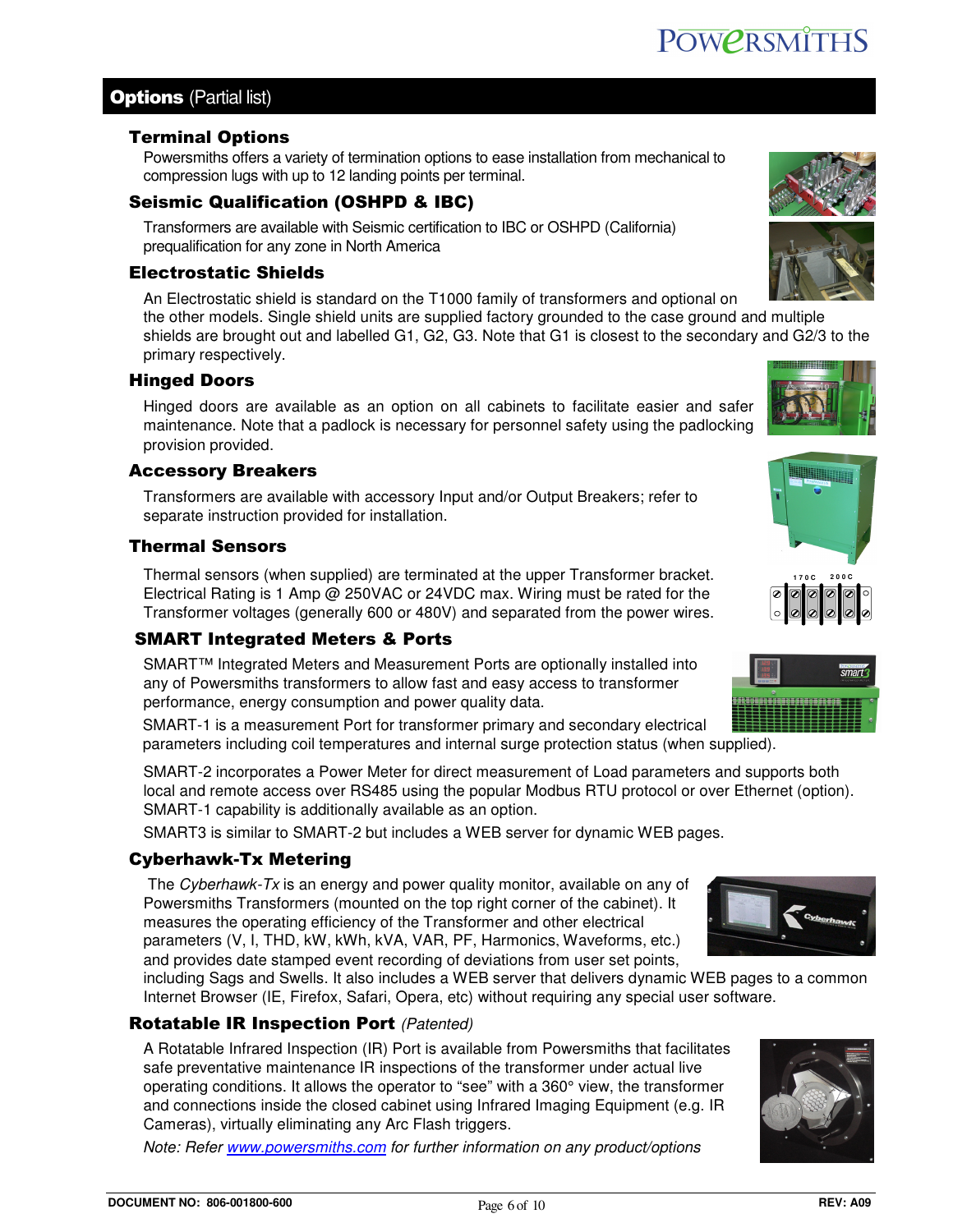## **Options** (Partial list)

### Terminal Options

Powersmiths offers a variety of termination options to ease installation from mechanical to compression lugs with up to 12 landing points per terminal.

### Seismic Qualification (OSHPD & IBC)

Transformers are available with Seismic certification to IBC or OSHPD (California) prequalification for any zone in North America

### Electrostatic Shields

An Electrostatic shield is standard on the T1000 family of transformers and optional on the other models. Single shield units are supplied factory grounded to the case ground and multiple shields are brought out and labelled G1, G2, G3. Note that G1 is closest to the secondary and G2/3 to the primary respectively.

### Hinged Doors

Hinged doors are available as an option on all cabinets to facilitate easier and safer maintenance. Note that a padlock is necessary for personnel safety using the padlocking provision provided.

### Accessory Breakers

Transformers are available with accessory Input and/or Output Breakers; refer to separate instruction provided for installation.

### Thermal Sensors

Thermal sensors (when supplied) are terminated at the upper Transformer bracket. Electrical Rating is 1 Amp @ 250VAC or 24VDC max. Wiring must be rated for the Transformer voltages (generally 600 or 480V) and separated from the power wires.

### SMART Integrated Meters & Ports

SMART™ Integrated Meters and Measurement Ports are optionally installed into any of Powersmiths transformers to allow fast and easy access to transformer performance, energy consumption and power quality data.

SMART-1 is a measurement Port for transformer primary and secondary electrical parameters including coil temperatures and internal surge protection status (when supplied).

SMART-2 incorporates a Power Meter for direct measurement of Load parameters and supports both local and remote access over RS485 using the popular Modbus RTU protocol or over Ethernet (option). SMART-1 capability is additionally available as an option.

SMART3 is similar to SMART-2 but includes a WEB server for dynamic WEB pages.

### Cyberhawk-Tx Metering

The *Cyberhawk-Tx* is an energy and power quality monitor, available on any of Powersmiths Transformers (mounted on the top right corner of the cabinet). It measures the operating efficiency of the Transformer and other electrical parameters (V, I, THD, kW, kWh, kVA, VAR, PF, Harmonics, Waveforms, etc.) and provides date stamped event recording of deviations from user set points, including Sags and Swells. It also includes a WEB server that delivers dynamic WEB pages to a common Internet Browser (IE, Firefox, Safari, Opera, etc) without requiring any special user software.

### Rotatable IR Inspection Port *(Patented)*

A Rotatable Infrared Inspection (IR) Port is available from Powersmiths that facilitates safe preventative maintenance IR inspections of the transformer under actual live operating conditions. It allows the operator to "see" with a 360° view, the transformer and connections inside the closed cabinet using Infrared Imaging Equipment (e.g. IR Cameras), virtually eliminating any Arc Flash triggers.

*Note: Refer www.powersmiths.com for further information on any product/options*

DOCUMENT NO: 806-001800-600 REV: A09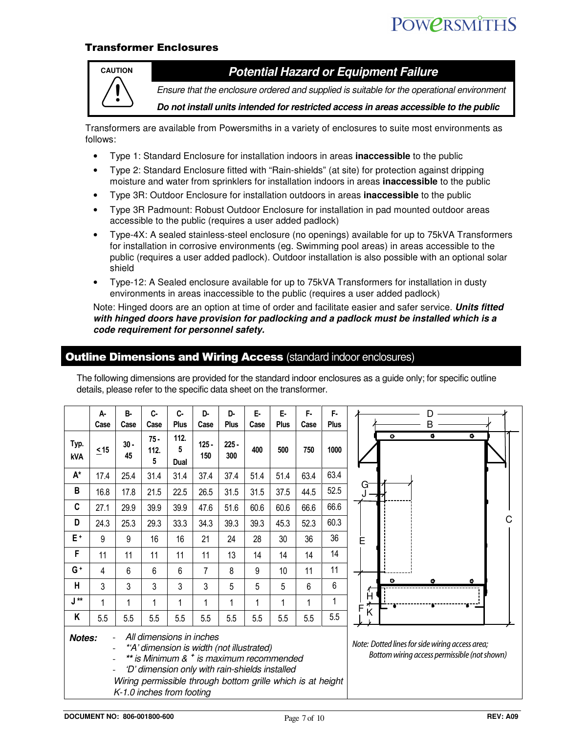## Transformer Enclosures

| CAUTION | Potential Hazard or Equipment Failure |
|---|---|
| | *Ensure that the enclosure ordered and supplied is suitable for the operational environment* |
| | ***Do not install units intended for restricted access in areas accessible to the public*** |

Transformers are available from Powersmiths in a variety of enclosures to suite most environments as follows:

- Type 1: Standard Enclosure for installation indoors in areas **inaccessible** to the public
- Type 2: Standard Enclosure fitted with "Rain-shields" (at site) for protection against dripping moisture and water from sprinklers for installation indoors in areas **inaccessible** to the public
- Type 3R: Outdoor Enclosure for installation outdoors in areas **inaccessible** to the public
- Type 3R Padmount: Robust Outdoor Enclosure for installation in pad mounted outdoor areas accessible to the public (requires a user added padlock)
- Type-4X: A sealed stainless-steel enclosure (no openings) available for up to 75kVA Transformers for installation in corrosive environments (eg. Swimming pool areas) in areas accessible to the public (requires a user added padlock). Outdoor installation is also possible with an optional solar shield
- Type-12: A Sealed enclosure available for up to 75kVA Transformers for installation in dusty environments in areas inaccessible to the public (requires a user added padlock)

Note: Hinged doors are an option at time of order and facilitate easier and safer service. ***Units fitted with hinged doors have provision for padlocking and a padlock must be installed which is a code requirement for personnel safety.***

## Outline Dimensions and Wiring Access (standard indoor enclosures)

The following dimensions are provided for the standard indoor enclosures as a guide only; for specific outline details, please refer to the specific data sheet on the transformer.

| | A-Case | B-Case | C-Case | C-Plus | D-Case | D-Plus | E-Case | E-Plus | F-Case | F-Plus |
|---|---|---|---|---|---|---|---|---|---|---|
| Typ. kVA | ≤ 15 | 30 - 45 | 75 - 112.5 | 112.5 Dual | 125 - 150 | 225 - 300 | 400 | 500 | 750 | 1000 |
| A* | 17.4 | 25.4 | 31.4 | 31.4 | 37.4 | 37.4 | 51.4 | 51.4 | 63.4 | 63.4 |
| B | 16.8 | 17.8 | 21.5 | 22.5 | 26.5 | 31.5 | 31.5 | 37.5 | 44.5 | 52.5 |
| C | 27.1 | 29.9 | 39.9 | 39.9 | 47.6 | 51.6 | 60.6 | 60.6 | 66.6 | 66.6 |
| D | 24.3 | 25.3 | 29.3 | 33.3 | 34.3 | 39.3 | 39.3 | 45.3 | 52.3 | 60.3 |
| E + | 9 | 9 | 16 | 16 | 21 | 24 | 28 | 30 | 36 | 36 |
| F | 11 | 11 | 11 | 11 | 11 | 13 | 14 | 14 | 14 | 14 |
| G + | 4 | 6 | 6 | 6 | 7 | 8 | 9 | 10 | 11 | 11 |
| H | 3 | 3 | 3 | 3 | 3 | 5 | 5 | 5 | 6 | 6 |
| J ** | 1 | 1 | 1 | 1 | 1 | 1 | 1 | 1 | 1 | 1 |
| K | 5.5 | 5.5 | 5.5 | 5.5 | 5.5 | 5.5 | 5.5 | 5.5 | 5.5 | 5.5 |

***Notes:***
- *All dimensions in inches*
- *\*'A' dimension is width (not illustrated)*
- *\*\* is Minimum & + is maximum recommended*
- *'D' dimension only with rain-shields installed*

*Wiring permissible through bottom grille which is at height K-1.0 inches from footing*

*Note: Dotted lines for side wiring access area; Bottom wiring access permissible (not shown)*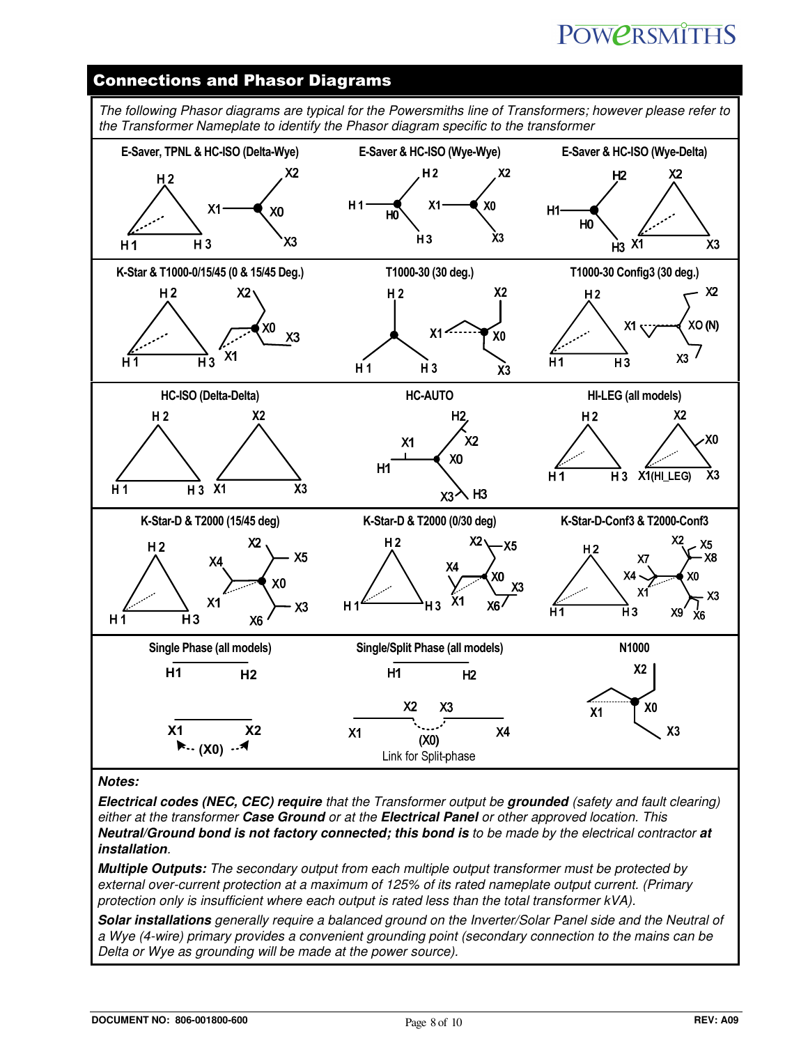## Connections and Phasor Diagrams

*The following Phasor diagrams are typical for the Powersmiths line of Transformers; however please refer to the Transformer Nameplate to identify the Phasor diagram specific to the transformer*

| | | |
|---|---|---|
| **E-Saver, TPNL & HC-ISO (Delta-Wye)** H2, H1, H3, X1, X2, X0, X3 | **E-Saver & HC-ISO (Wye-Wye)** H1, H2, H0, H3, X1, X2, X0, X3 | **E-Saver & HC-ISO (Wye-Delta)** H1, H2, H0, H3, X1, X2, X3 |
| **K-Star & T1000-0/15/45 (0 & 15/45 Deg.)** H2, H1, H3, X1, X2, X0, X3 | **T1000-30 (30 deg.)** H2, H1, H3, X1, X2, X0, X3 | **T1000-30 Config3 (30 deg.)** H2, H1, H3, X1, X2, XO (N), X3 |
| **HC-ISO (Delta-Delta)** H2, H1, H3, X1, X2, X3 | **HC-AUTO** H1, H2, H3, X1, X2, X0, X3 | **HI-LEG (all models)** H2, H1, H3, X1(HI_LEG), X2, X0, X3 |
| **K-Star-D & T2000 (15/45 deg)** H2, H1, H3, X1, X2, X3, X4, X5, X6, X0 | **K-Star-D & T2000 (0/30 deg)** H2, H1, H3, X1, X2, X3, X4, X5, X6, X0 | **K-Star-D-Conf3 & T2000-Conf3** H2, H1, H3, X1, X2, X3, X4, X5, X6, X7, X8, X9, X0 |
| **Single Phase (all models)** H1, H2, X1, X2, (X0) | **Single/Split Phase (all models)** H1, H2, X1, X2, X3, X4, (X0) Link for Split-phase | **N1000** X1, X2, X0, X3 |

***Notes:***

***Electrical codes (NEC, CEC) require*** *that the Transformer output be* ***grounded*** *(safety and fault clearing) either at the transformer* ***Case Ground*** *or at the* ***Electrical Panel*** *or other approved location. This* ***Neutral/Ground bond is not factory connected; this bond is*** *to be made by the electrical contractor* ***at installation****.*

***Multiple Outputs:*** *The secondary output from each multiple output transformer must be protected by external over-current protection at a maximum of 125% of its rated nameplate output current. (Primary protection only is insufficient where each output is rated less than the total transformer kVA).*

***Solar installations*** *generally require a balanced ground on the Inverter/Solar Panel side and the Neutral of a Wye (4-wire) primary provides a convenient grounding point (secondary connection to the mains can be Delta or Wye as grounding will be made at the power source).*

**DOCUMENT NO: 806-001800-600** **REV: A09**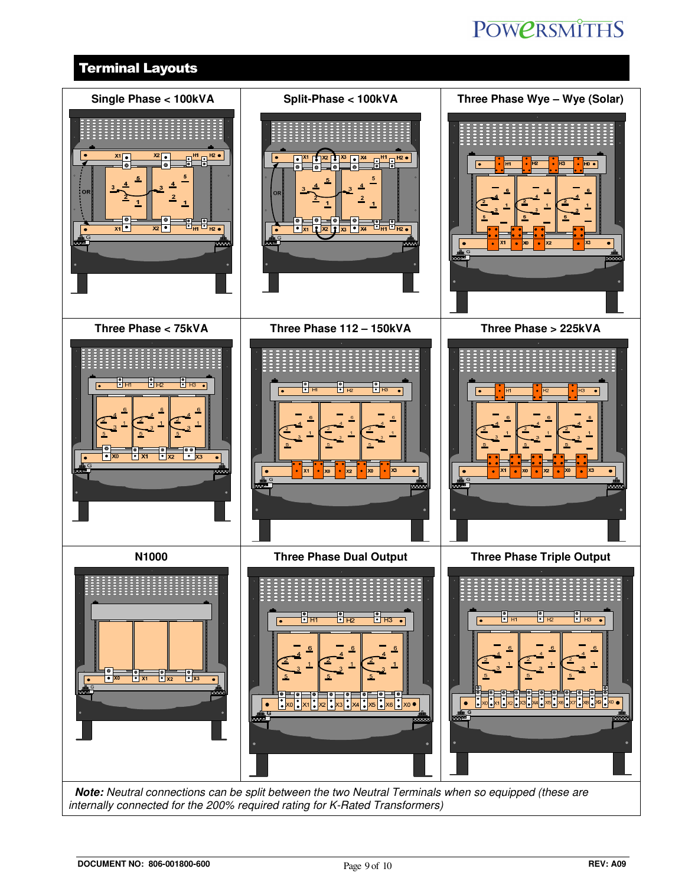## Terminal Layouts

| Single Phase < 100kVA | Split-Phase < 100kVA | Three Phase Wye – Wye (Solar) |
|---|---|---|
| Three Phase < 75kVA | Three Phase 112 – 150kVA | Three Phase > 225kVA |
| N1000 | Three Phase Dual Output | Three Phase Triple Output |

***Note:*** *Neutral connections can be split between the two Neutral Terminals when so equipped (these are internally connected for the 200% required rating for K-Rated Transformers)*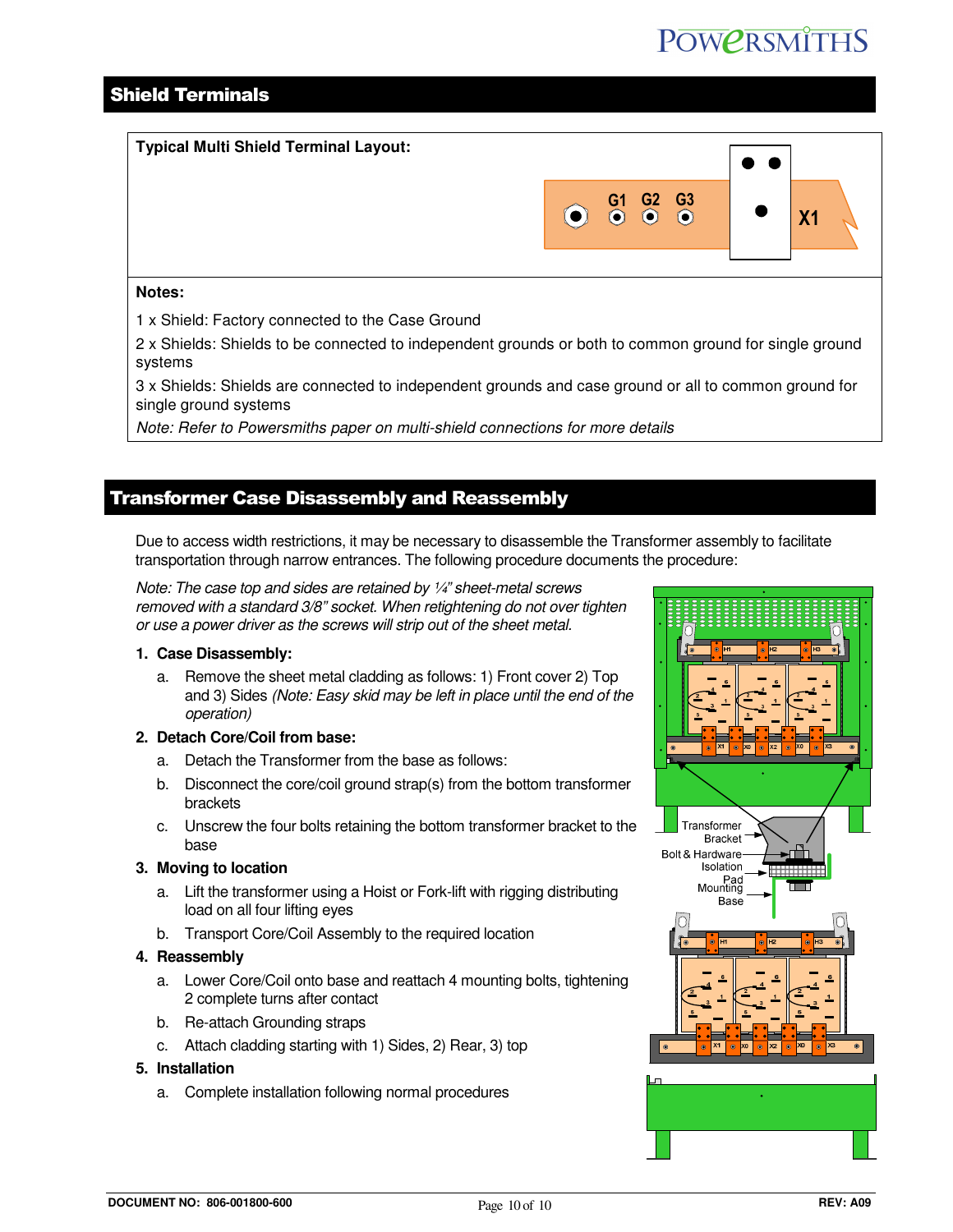## Shield Terminals

**Typical Multi Shield Terminal Layout:**

G1 G2 G3

X1

**Notes:**

1 x Shield: Factory connected to the Case Ground

2 x Shields: Shields to be connected to independent grounds or both to common ground for single ground systems

3 x Shields: Shields are connected to independent grounds and case ground or all to common ground for single ground systems

*Note: Refer to Powersmiths paper on multi-shield connections for more details*

## Transformer Case Disassembly and Reassembly

Due to access width restrictions, it may be necessary to disassemble the Transformer assembly to facilitate transportation through narrow entrances. The following procedure documents the procedure:

*Note: The case top and sides are retained by ¼" sheet-metal screws removed with a standard 3/8" socket. When retightening do not over tighten or use a power driver as the screws will strip out of the sheet metal.*

1. **Case Disassembly:**
   a. Remove the sheet metal cladding as follows: 1) Front cover 2) Top and 3) Sides *(Note: Easy skid may be left in place until the end of the operation)*
2. **Detach Core/Coil from base:**
   a. Detach the Transformer from the base as follows:
   b. Disconnect the core/coil ground strap(s) from the bottom transformer brackets
   c. Unscrew the four bolts retaining the bottom transformer bracket to the base
3. **Moving to location**
   a. Lift the transformer using a Hoist or Fork-lift with rigging distributing load on all four lifting eyes
   b. Transport Core/Coil Assembly to the required location
4. **Reassembly**
   a. Lower Core/Coil onto base and reattach 4 mounting bolts, tightening 2 complete turns after contact
   b. Re-attach Grounding straps
   c. Attach cladding starting with 1) Sides, 2) Rear, 3) top
5. **Installation**
   a. Complete installation following normal procedures

Transformer Bracket

Bolt & Hardware

Isolation Pad

Mounting Base

H1 H2 H3

X1 X0 X2 X0 X3

DOCUMENT NO: 806-001800-600

REV: A09